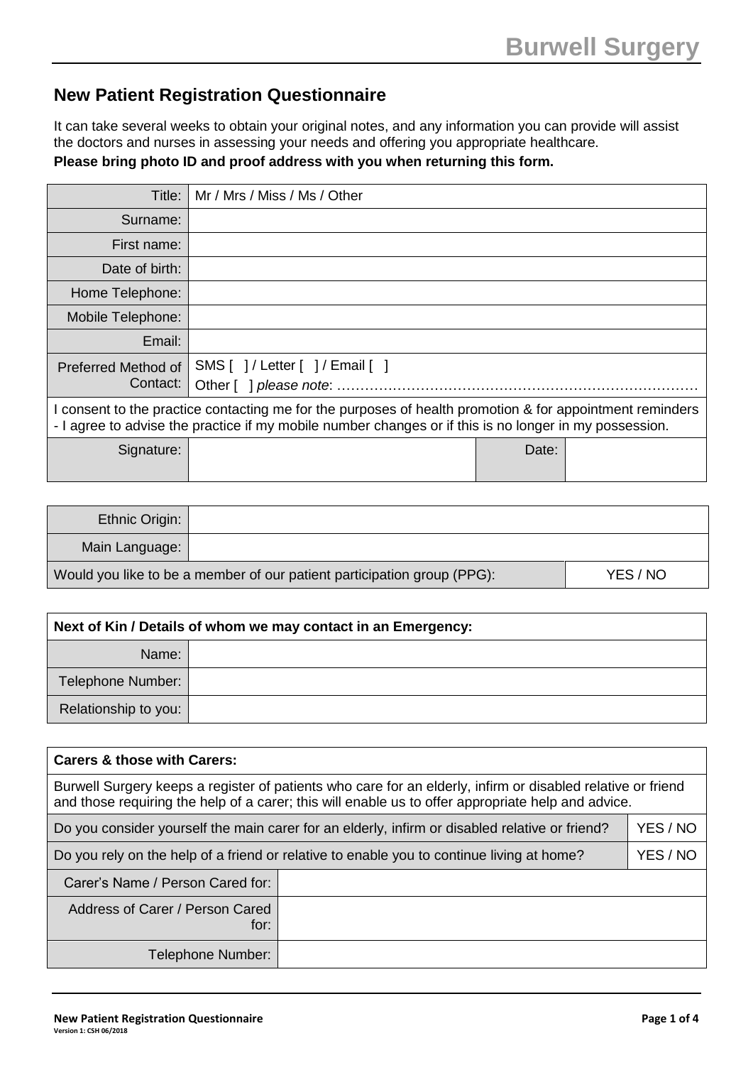Burwell Surgery

## New Patient Registration Questionnaire

It can take several weeks to obtain your original notes, and any information you can provide will assist the doctors and nurses in assessing your needs and offering you appropriate healthcare.

**Please bring photo ID and proof address with you when returning this form.**

| | | | |
|---|---|---|---|
| Title: | Mr / Mrs / Miss / Ms / Other | | |
| Surname: | | | |
| First name: | | | |
| Date of birth: | | | |
| Home Telephone: | | | |
| Mobile Telephone: | | | |
| Email: | | | |
| Preferred Method of Contact: | SMS [ ] / Letter [ ] / Email [ ]<br>Other [ ] *please note*: ………………………………………………………………… | | |
| I consent to the practice contacting me for the purposes of health promotion & for appointment reminders - I agree to advise the practice if my mobile number changes or if this is no longer in my possession. | | | |
| Signature: | | Date: | |

| | |
|---|---|
| Ethnic Origin: | |
| Main Language: | |
| Would you like to be a member of our patient participation group (PPG): | YES / NO |

| **Next of Kin / Details of whom we may contact in an Emergency:** | |
|---|---|
| Name: | |
| Telephone Number: | |
| Relationship to you: | |

| **Carers & those with Carers:** | |
|---|---|
| Burwell Surgery keeps a register of patients who care for an elderly, infirm or disabled relative or friend and those requiring the help of a carer; this will enable us to offer appropriate help and advice. | |
| Do you consider yourself the main carer for an elderly, infirm or disabled relative or friend? | YES / NO |
| Do you rely on the help of a friend or relative to enable you to continue living at home? | YES / NO |
| Carer's Name / Person Cared for: | |
| Address of Carer / Person Cared for: | |
| Telephone Number: | |

New Patient Registration Questionnaire
Version 1: CSH 06/2018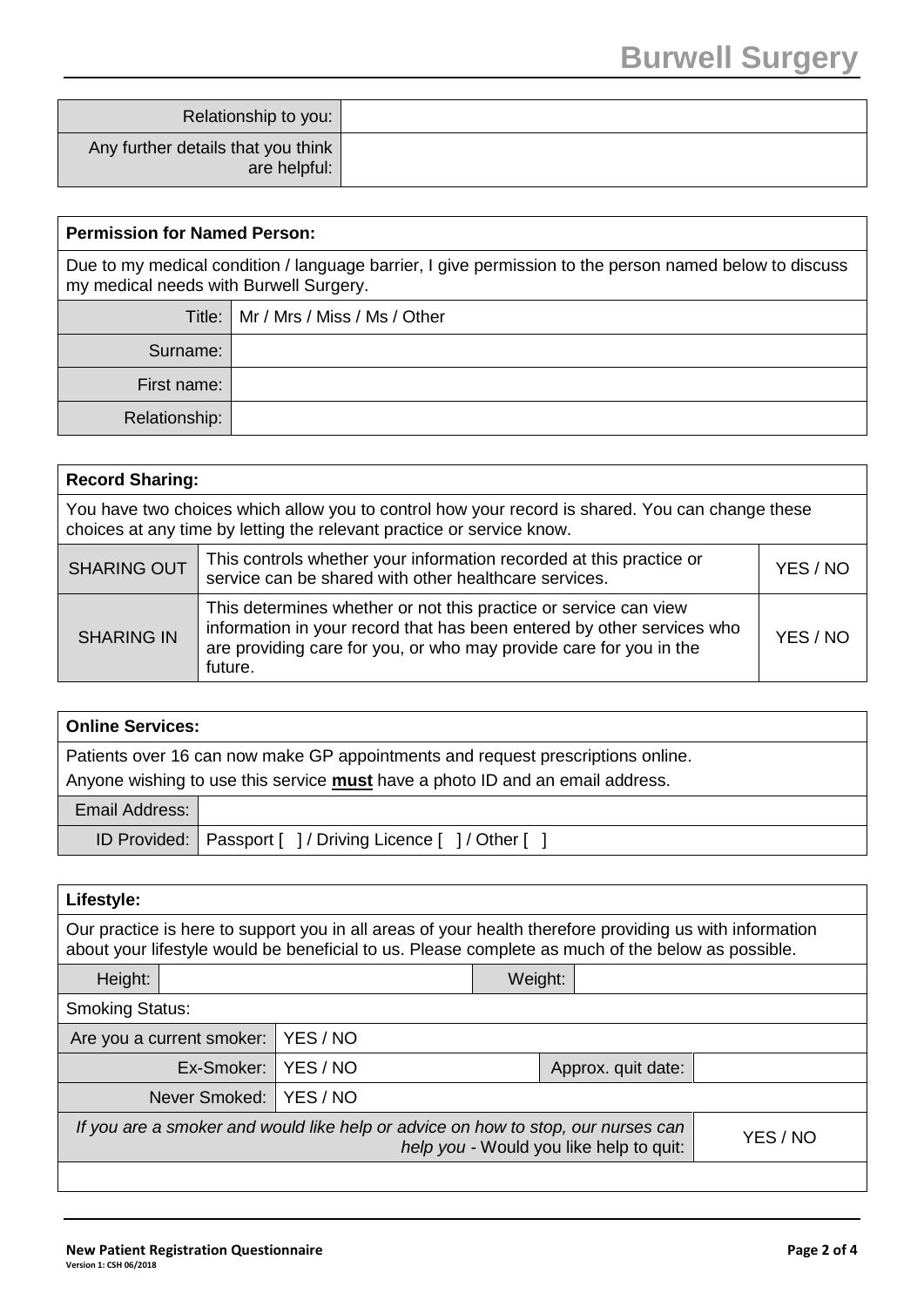| Relationship to you: | |
|---|---|
| Any further details that you think are helpful: | |

| **Permission for Named Person:** | |
|---|---|
| Due to my medical condition / language barrier, I give permission to the person named below to discuss my medical needs with Burwell Surgery. | |
| Title: | Mr / Mrs / Miss / Ms / Other |
| Surname: | |
| First name: | |
| Relationship: | |

| **Record Sharing:** | | |
|---|---|---|
| You have two choices which allow you to control how your record is shared. You can change these choices at any time by letting the relevant practice or service know. | | |
| SHARING OUT | This controls whether your information recorded at this practice or service can be shared with other healthcare services. | YES / NO |
| SHARING IN | This determines whether or not this practice or service can view information in your record that has been entered by other services who are providing care for you, or who may provide care for you in the future. | YES / NO |

| **Online Services:** | |
|---|---|
| Patients over 16 can now make GP appointments and request prescriptions online. Anyone wishing to use this service **<u>must</u>** have a photo ID and an email address. | |
| Email Address: | |
| ID Provided: | Passport [ ] / Driving Licence [ ] / Other [ ] |

| **Lifestyle:** | | | |
|---|---|---|---|
| Our practice is here to support you in all areas of your health therefore providing us with information about your lifestyle would be beneficial to us. Please complete as much of the below as possible. | | | |
| Height: | | Weight: | |
| Smoking Status: | | | |
| Are you a current smoker: | YES / NO | | |
| Ex-Smoker: | YES / NO | Approx. quit date: | |
| Never Smoked: | YES / NO | | |
| *If you are a smoker and would like help or advice on how to stop, our nurses can help you* - Would you like help to quit: | | | YES / NO |
| | | | |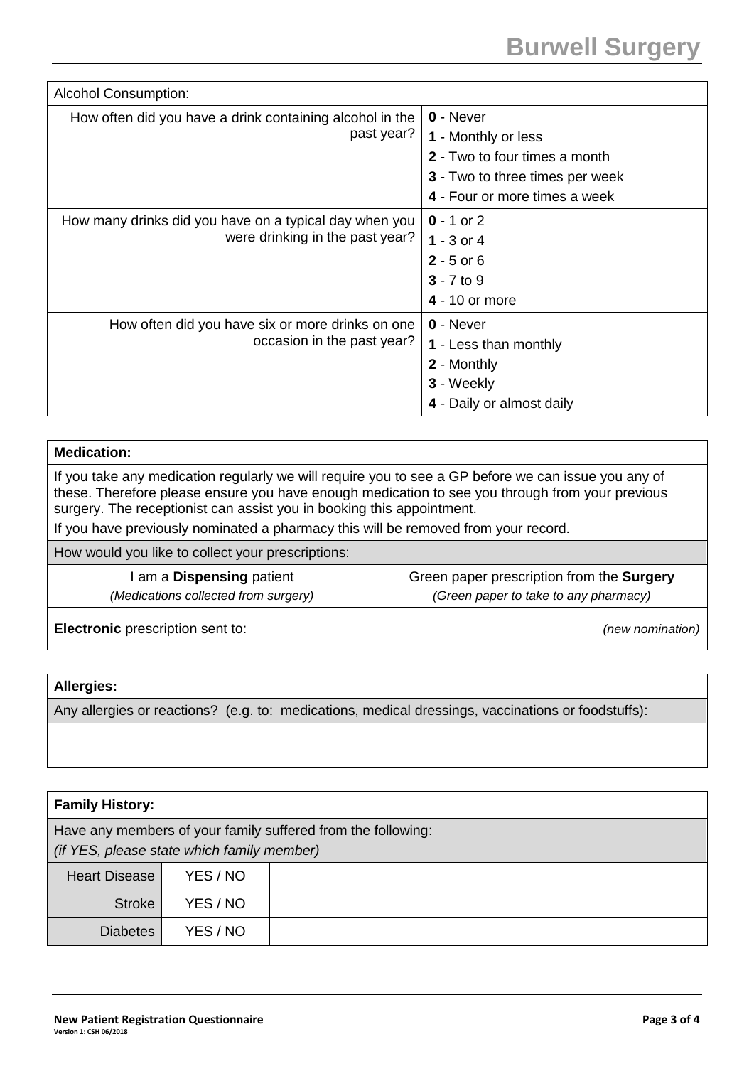| Alcohol Consumption: | | |
|---|---|---|
| How often did you have a drink containing alcohol in the past year? | **0** - Never<br>**1** - Monthly or less<br>**2** - Two to four times a month<br>**3** - Two to three times per week<br>**4** - Four or more times a week | |
| How many drinks did you have on a typical day when you were drinking in the past year? | **0** - 1 or 2<br>**1** - 3 or 4<br>**2** - 5 or 6<br>**3** - 7 to 9<br>**4** - 10 or more | |
| How often did you have six or more drinks on one occasion in the past year? | **0** - Never<br>**1** - Less than monthly<br>**2** - Monthly<br>**3** - Weekly<br>**4** - Daily or almost daily | |

| **Medication:** | |
|---|---|
| If you take any medication regularly we will require you to see a GP before we can issue you any of these. Therefore please ensure you have enough medication to see you through from your previous surgery. The receptionist can assist you in booking this appointment.<br>If you have previously nominated a pharmacy this will be removed from your record. | |
| How would you like to collect your prescriptions: | |
| I am a **Dispensing** patient<br>*(Medications collected from surgery)* | Green paper prescription from the **Surgery**<br>*(Green paper to take to any pharmacy)* |
| **Electronic** prescription sent to: | *(new nomination)* |

| **Allergies:** |
|---|
| Any allergies or reactions? (e.g. to: medications, medical dressings, vaccinations or foodstuffs): |
| |

| **Family History:** | | |
|---|---|---|
| Have any members of your family suffered from the following:<br>*(if YES, please state which family member)* | | |
| Heart Disease | YES / NO | |
| Stroke | YES / NO | |
| Diabetes | YES / NO | |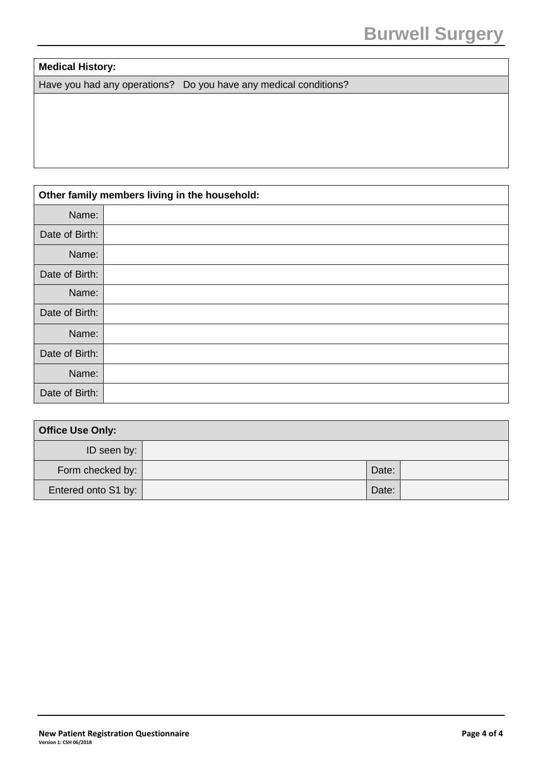| **Medical History:** |
|---|
| Have you had any operations?   Do you have any medical conditions? |
| |

| **Other family members living in the household:** | |
|---|---|
| Name: | |
| Date of Birth: | |
| Name: | |
| Date of Birth: | |
| Name: | |
| Date of Birth: | |
| Name: | |
| Date of Birth: | |
| Name: | |
| Date of Birth: | |

| **Office Use Only:** | | | |
|---|---|---|---|
| ID seen by: | | | |
| Form checked by: | | Date: | |
| Entered onto S1 by: | | Date: | |

**New Patient Registration Questionnaire**
**Version 1: CSH 06/2018**